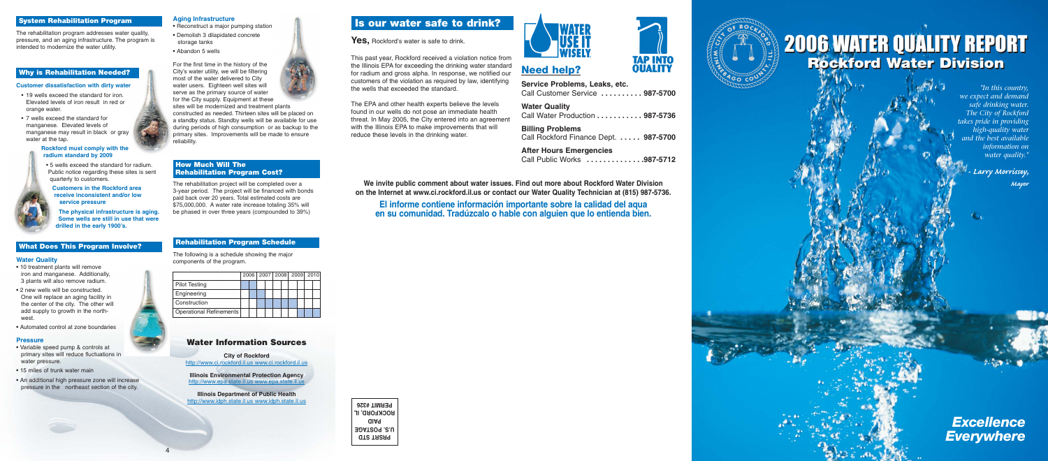## System Rehabilitation Program

The rehabilitation program addresses water quality, pressure, and an aging infrastructure. The program is intended to modernize the water utility.

## Why is Rehabilitation Needed?

**Customer dissatisfaction with dirty water**

- 19 wells exceed the standard for iron. Elevated levels of iron result in red or orange water.
- 7 wells exceed the standard for manganese. Elevated levels of manganese may result in black or gray water at the tap.

**Rockford must comply with the radium standard by 2009**

- 5 wells exceed the standard for radium. Public notice regarding these sites is sent quarterly to customers.

**Customers in the Rockford area receive inconsistent and/or low service pressure**

**The physical infrastructure is aging. Some wells are still in use that were drilled in the early 1900's.**

## What Does This Program Involve?

**Water Quality**

- 10 treatment plants will remove iron and manganese. Additionally, 3 plants will also remove radium.
- 2 new wells will be constructed. One will replace an aging facility in the center of the city. The other will add supply to growth in the north-west.
- Automated control at zone boundaries

**Pressure**

- Variable speed pump & controls at primary sites will reduce fluctuations in water pressure.
- 15 miles of trunk water main
- An additional high pressure zone will increase pressure in the northeast section of the city.

**Aging Infrastructure**

- Reconstruct a major pumping station
- Demolish 3 dilapidated concrete storage tanks
- Abandon 5 wells

For the first time in the history of the City's water utility, we will be filtering most of the water delivered to City water users. Eighteen well sites will serve as the primary source of water for the City supply. Equipment at these sites will be modernized and treatment plants constructed as needed. Thirteen sites will be placed on a standby status. Standby wells will be available for use during periods of high consumption or as backup to the primary sites. Improvements will be made to ensure reliability.

## How Much Will The Rehabilitation Program Cost?

The rehabilitation project will be completed over a 3-year period. The project will be financed with bonds paid back over 20 years. Total estimated costs are $75,000,000. A water rate increase totaling 35% will be phased in over three years (compounded to 39%)

## Rehabilitation Program Schedule

The following is a schedule showing the major components of the program.

| | 2006 | | 2007 | | 2008 | | 2009 | | 2010 | |
|---|---|---|---|---|---|---|---|---|---|---|
| Pilot Testing | | | | | | | | | | |
| Engineering | | | | | | | | | | |
| Construction | | | | | | | | | | |
| Operational Refinements | | | | | | | | | | |

## Water Information Sources

**City of Rockford**
http://www.ci.rockford.il.us www.ci.rockford.il.us

**Illinois Environmental Protection Agency**
http://www.epa.state.il.us www.epa.state.il.us

**Illinois Department of Public Health**
http://www.idph.state.il.us www.idph.state.il.us

PRSRT STD
U.S. POSTAGE
PAID
ROCKFORD, IL
PERMIT #326

## Is our water safe to drink?

**Yes,** Rockford's water is safe to drink.

This past year, Rockford received a violation notice from the Illinois EPA for exceeding the drinking water standard for radium and gross alpha. In response, we notified our customers of the violation as required by law, identifying the wells that exceeded the standard.

The EPA and other health experts believe the levels found in our wells do not pose an immediate health threat. In May 2005, the City entered into an agreement with the Illinois EPA to make improvements that will reduce these levels in the drinking water.

WATER USE IT WISELY.

TAP INTO QUALITY

## Need help?

**Service Problems, Leaks, etc.**
Call Customer Service .......... **987-5700**

**Water Quality**
Call Water Production ........... **987-5736**

**Billing Problems**
Call Rockford Finance Dept. ..... **987-5700**

**After Hours Emergencies**
Call Public Works .............**987-5712**

**We invite public comment about water issues. Find out more about Rockford Water Division on the Internet at www.ci.rockford.il.us or contact our Water Quality Technician at (815) 987-5736.**

**El informe contiene información importante sobre la calidad del agua en su comunidad. Tradúzcalo o hable con alguien que lo entienda bien.**

# 2006 WATER QUALITY REPORT
## Rockford Water Division

*"In this country, we expect and demand safe drinking water. The City of Rockford takes pride in providing high-quality water and the best available information on water quality."*

*- Larry Morrissey, Mayor*

***Excellence Everywhere***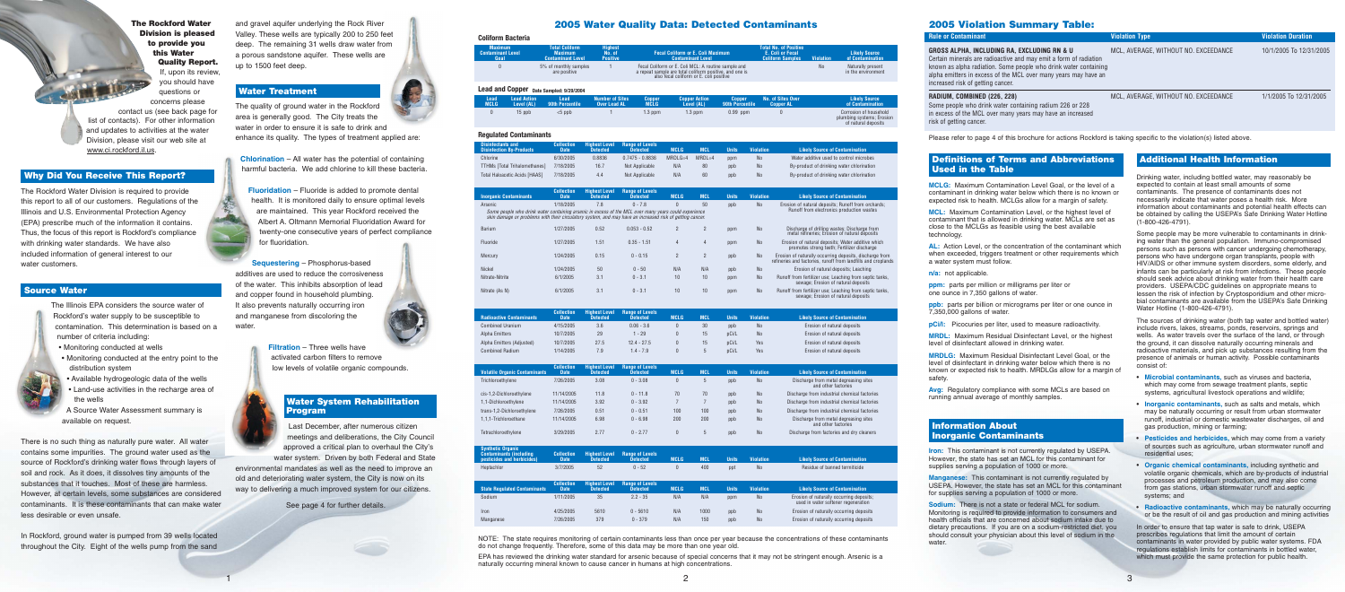The Rockford Water Division is pleased to provide you this Water Quality Report. If, upon its review, you should have questions or concerns please contact us (see back page for list of contacts). For other information and updates to activities at the water Division, please visit our web site at www.ci.rockford.il.us.

## Why Did You Receive This Report?

The Rockford Water Division is required to provide this report to all of our customers. Regulations of the Illinois and U.S. Environmental Protection Agency (EPA) prescribe much of the information it contains. Thus, the focus of this report is Rockford's compliance with drinking water standards. We have also included information of general interest to our water customers.

## Source Water

The Illinois EPA considers the source water of Rockford's water supply to be susceptible to contamination. This determination is based on a number of criteria including:

- Monitoring conducted at wells
- Monitoring conducted at the entry point to the distribution system
- Available hydrogeologic data of the wells
- Land-use activities in the recharge area of the wells

A Source Water Assessment summary is available on request.

There is no such thing as naturally pure water. All water contains some impurities. The ground water used as the source of Rockford's drinking water flows through layers of soil and rock. As it does, it dissolves tiny amounts of the substances that it touches. Most of these are harmless. However, at certain levels, some substances are considered contaminants. It is these contaminants that can make water less desirable or even unsafe.

In Rockford, ground water is pumped from 39 wells located throughout the City. Eight of the wells pump from the sand and gravel aquifer underlying the Rock River Valley. These wells are typically 200 to 250 feet deep. The remaining 31 wells draw water from a porous sandstone aquifer. These wells are up to 1500 feet deep.

## Water Treatment

The quality of ground water in the Rockford area is generally good. The City treats the water in order to ensure it is safe to drink and enhance its quality. The types of treatment applied are:

**Chlorination** – All water has the potential of containing harmful bacteria. We add chlorine to kill these bacteria.

**Fluoridation** – Fluoride is added to promote dental health. It is monitored daily to ensure optimal levels are maintained. This year Rockford received the Albert A. Oltmann Memorial Fluoridation Award for twenty-one consecutive years of perfect compliance for fluoridation.

**Sequestering** – Phosphorus-based additives are used to reduce the corrosiveness of the water. This inhibits absorption of lead and copper found in household plumbing. It also prevents naturally occurring iron and manganese from discoloring the water.

**Filtration** – Three wells have activated carbon filters to remove low levels of volatile organic compounds.

## Water System Rehabilitation Program

Last December, after numerous citizen meetings and deliberations, the City Council approved a critical plan to overhaul the City's water system. Driven by both Federal and State environmental mandates as well as the need to improve an old and deteriorating water system, the City is now on its way to delivering a much improved system for our citizens.

See page 4 for further details.

## 2005 Water Quality Data: Detected Contaminants

### Coliform Bacteria

| Maximum Contaminant Level Goal | Total Coliform Maximum Contaminant Level | Highest No. of Positive | Fecal Coliform or E. Coli Maximum Contaminant Level | Total No. of Positive E. Coli or Fecal Coliform Samples | Violation | Likely Source of Contamination |
|---|---|---|---|---|---|---|
| 0 | 5% of monthly samples are positive | 1 | Fecal Coliform or E. Coli MCL: A routine sample and a repeat sample are total coliform positive, and one is also fecal coliform or E. coli positive | | No | Naturally present in the environment |

### Lead and Copper Date Sampled: 9/28/2004

| Lead MCLG | Lead Action Level (AL) | Lead 90th Percentile | Number of Sites Over Lead AL | Copper MCLG | Copper Action Level (AL) | Copper 90th Percentile | No. of Sites Over Copper AL | Likely Source of Contamination |
|---|---|---|---|---|---|---|---|---|
| 0 | 15 ppb | <5 ppb | 1 | 1.3 ppm | 1.3 ppm | 0.99 ppm | 0 | Corrosion of household plumbing systems; Erosion of natural deposits |

### Regulated Contaminants

| Disinfectants and Disinfection By-Products | Collection Date | Highest Level Detected | Range of Levels Detected | MCLG | MCL | Units | Violation | Likely Source of Contamination |
|---|---|---|---|---|---|---|---|---|
| Chlorine | 6/30/2005 | 0.8836 | 0.7475 - 0.8836 | MRDLG=4 | MRDL=4 | ppm | No | Water additive used to control microbes |
| TTHMs [Total Trihalomethanes] | 7/18/2005 | 16.7 | Not Applicable | N/A | 80 | ppb | No | By-product of drinking water chlorination |
| Total Haloacetic Acids [HAA5] | 7/18/2005 | 4.4 | Not Applicable | N/A | 60 | ppb | No | By-product of drinking water chlorination |

| Inorganic Contaminants | Collection Date | Highest Level Detected | Range of Levels Detected | MCLG | MCL | Units | Violation | Likely Source of Contamination |
|---|---|---|---|---|---|---|---|---|
| Arsenic | 1/18/2005 | 7.8 | 0 - 7.8 | 0 | 50 | ppb | No | Erosion of natural deposits; Runoff from orchards; Runoff from electronics production wastes |
| *Some people who drink water containing arsenic in excess of the MCL over many years could experience skin damage or problems with their circulatory system, and may have an increased risk of getting cancer.* | | | | | | | | |
| Barium | 1/27/2005 | 0.52 | 0.053 - 0.52 | 2 | 2 | ppm | No | Discharge of drilling wastes; Discharge from metal refineries; Erosion of natural deposits |
| Fluoride | 1/27/2005 | 1.51 | 0.35 - 1.51 | 4 | 4 | ppm | No | Erosion of natural deposits; Water additive which promotes strong teeth; Fertilizer discharge |
| Mercury | 1/24/2005 | 0.15 | 0 - 0.15 | 2 | 2 | ppb | No | Erosion of naturally occurring deposits, discharge from refineries and factories, runoff from landfills and croplands |
| Nickel | 1/24/2005 | 50 | 0 - 50 | N/A | N/A | ppb | No | Erosion of natural deposits; Leaching |
| Nitrate-Nitrite | 6/1/2005 | 3.1 | 0 - 3.1 | 10 | 10 | ppm | No | Runoff from fertilizer use; Leaching from septic tanks, sewage; Erosion of natural deposits |
| Nitrate (As N) | 6/1/2005 | 3.1 | 0 - 3.1 | 10 | 10 | ppm | No | Runoff from fertilizer use; Leaching from septic tanks, sewage; Erosion of natural deposits |

| Radioactive Contaminants | Collection Date | Highest Level Detected | Range of Levels Detected | MCLG | MCL | Units | Violation | Likely Source of Contamination |
|---|---|---|---|---|---|---|---|---|
| Combined Uranium | 4/15/2005 | 3.6 | 0.06 - 3.6 | 0 | 30 | ppb | No | Erosion of natural deposits |
| Alpha Emitters | 10/7/2005 | 29 | 1 - 29 | 0 | 15 | pCi/L | No | Erosion of natural deposits |
| Alpha Emitters (Adjusted) | 10/7/2005 | 27.5 | 12.4 - 27.5 | 0 | 15 | pCi/L | Yes | Erosion of natural deposits |
| Combined Radium | 1/14/2005 | 7.9 | 1.4 - 7.9 | 0 | 5 | pCi/L | Yes | Erosion of natural deposits |

| Volatile Organic Contaminants | Collection Date | Highest Level Detected | Range of Levels Detected | MCLG | MCL | Units | Violation | Likely Source of Contamination |
|---|---|---|---|---|---|---|---|---|
| Trichloroethylene | 7/26/2005 | 3.08 | 0 - 3.08 | 0 | 5 | ppb | No | Discharge from metal degreasing sites and other factories |
| cis-1,2-Dichloroethylene | 11/14/2005 | 11.8 | 0 - 11.8 | 70 | 70 | ppb | No | Discharge from industrial chemical factories |
| 1,1-Dichloroethylene | 11/14/2005 | 3.92 | 0 - 3.92 | 7 | 7 | ppb | No | Discharge from industrial chemical factories |
| trans-1,2-Dichloroethylene | 7/26/2005 | 0.51 | 0 - 0.51 | 100 | 100 | ppb | No | Discharge from industrial chemical factories |
| 1,1,1-Trichloroethane | 11/14/2005 | 6.98 | 0 - 6.98 | 200 | 200 | ppb | No | Discharge from metal degreasing sites and other factories |
| Tetrachloroethylene | 3/29/2005 | 2.77 | 0 - 2.77 | 0 | 5 | ppb | No | Discharge from factories and dry cleaners |

| Synthetic Organic Contaminants (including pesticides and herbicides) | Collection Date | Highest Level Detected | Range of Levels Detected | MCLG | MCL | Units | Violation | Likely Source of Contamination |
|---|---|---|---|---|---|---|---|---|
| Heptachlor | 3/7/2005 | 52 | 0 - 52 | 0 | 400 | ppt | No | Residue of banned termiticide |

| State Regulated Contaminants | Collection Date | Highest Level Detected | Range of Levels Detected | MCLG | MCL | Units | Violation | Likely Source of Contamination |
|---|---|---|---|---|---|---|---|---|
| Sodium | 1/11/2005 | 35 | 2.2 - 35 | N/A | N/A | ppm | No | Erosion of naturally occurring deposits; used in water softener regeneration |
| Iron | 4/25/2005 | 5610 | 0 - 5610 | N/A | 1000 | ppb | No | Erosion of naturally occurring deposits |
| Manganese | 7/26/2005 | 379 | 0 - 379 | N/A | 150 | ppb | No | Erosion of naturally occurring deposits |

NOTE: The state requires monitoring of certain contaminants less than once per year because the concentrations of these contaminants do not change frequently. Therefore, some of this data may be more than one year old.

EPA has reviewed the drinking water standard for arsenic because of special concerns that it may not be stringent enough. Arsenic is a naturally occurring mineral known to cause cancer in humans at high concentrations.

## 2005 Violation Summary Table:

| Rule or Contaminant | Violation Type | Violation Duration |
|---|---|---|
| **GROSS ALPHA, INCLUDING RA, EXCLUDING RN & U** Certain minerals are radioactive and may emit a form of radiation known as alpha radiation. Some people who drink water containing alpha emitters in excess of the MCL over many years may have an increased risk of getting cancer. | MCL, AVERAGE, WITHOUT NO. EXCEEDANCE | 10/1/2005 To 12/31/2005 |
| **RADIUM, COMBINED (226, 228)** Some people who drink water containing radium 226 or 228 in excess of the MCL over many years may have an increased risk of getting cancer. | MCL, AVERAGE, WITHOUT NO. EXCEEDANCE | 1/1/2005 To 12/31/2005 |

Please refer to page 4 of this brochure for actions Rockford is taking specific to the violation(s) listed above.

## Definitions of Terms and Abbreviations Used in the Table

**MCLG:** Maximum Contamination Level Goal, or the level of a contaminant in drinking water below which there is no known or expected risk to health. MCLGs allow for a margin of safety.

**MCL:** Maximum Contamination Level, or the highest level of contaminant that is allowed in drinking water. MCLs are set as close to the MCLGs as feasible using the best available technology.

**AL:** Action Level, or the concentration of the contaminant which when exceeded, triggers treatment or other requirements which a water system must follow.

**n/a:** not applicable.

**ppm:** parts per million or milligrams per liter or one ounce in 7,350 gallons of water.

**ppb:** parts per billion or micrograms per liter or one ounce in 7,350,000 gallons of water.

**pCi/l:** Picocuries per liter, used to measure radioactivity.

**MRDL:** Maximum Residual Disinfectant Level, or the highest level of disinfectant allowed in drinking water.

**MRDLG:** Maximum Residual Disinfectant Level Goal, or the level of disinfectant in drinking water below which there is no known or expected risk to health. MRDLGs allow for a margin of safety.

**Avg:** Regulatory compliance with some MCLs are based on running annual average of monthly samples.

## Information About Inorganic Contaminants

**Iron:** This contaminant is not currently regulated by USEPA. However, the state has set an MCL for this contaminant for supplies serving a population of 1000 or more.

**Manganese:** This contaminant is not currently regulated by USEPA. However, the state has set an MCL for this contaminant for supplies serving a population of 1000 or more.

**Sodium:** There is not a state or federal MCL for sodium. Monitoring is required to provide information to consumers and health officials that are concerned about sodium intake due to dietary precautions. If you are on a sodium-restricted diet, you should consult your physician about this level of sodium in the water.

## Additional Health Information

Drinking water, including bottled water, may reasonably be expected to contain at least small amounts of some contaminants. The presence of contaminants does not necessarily indicate that water poses a health risk. More information about contaminants and potential health effects can be obtained by calling the USEPA's Safe Drinking Water Hotline (1-800-426-4791).

Some people may be more vulnerable to contaminants in drinking water than the general population. Immuno-compromised persons such as persons with cancer undergoing chemotherapy, persons who have undergone organ transplants, people with HIV/AIDS or other immune system disorders, some elderly, and infants can be particularly at risk from infections. These people should seek advice about drinking water from their health care providers. USEPA/CDC guidelines on appropriate means to lessen the risk of infection by Cryptosporidium and other microbial contaminants are available from the USEPA's Safe Drinking Water Hotline (1-800-426-4791).

The sources of drinking water (both tap water and bottled water) include rivers, lakes, streams, ponds, reservoirs, springs and wells. As water travels over the surface of the land, or through the ground, it can dissolve naturally occurring minerals and radioactive materials, and pick up substances resulting from the presence of animals or human activity. Possible contaminants consist of:

- **Microbial contaminants,** such as viruses and bacteria, which may come from sewage treatment plants, septic systems, agricultural livestock operations and wildlife;
- **Inorganic contaminants,** such as salts and metals, which may be naturally occurring or result from urban stormwater runoff, industrial or domestic wastewater discharges, oil and gas production, mining or farming;
- **Pesticides and herbicides,** which may come from a variety of sources such as agriculture, urban stormwater runoff and residential uses;
- **Organic chemical contaminants,** including synthetic and volatile organic chemicals, which are by-products of industrial processes and petroleum production, and may also come from gas stations, urban stormwater runoff and septic systems; and
- **Radioactive contaminants,** which may be naturally occurring or be the result of oil and gas production and mining activities

In order to ensure that tap water is safe to drink, USEPA prescribes regulations that limit the amount of certain contaminants in water provided by public water systems. FDA regulations establish limits for contaminants in bottled water, which must provide the same protection for public health.